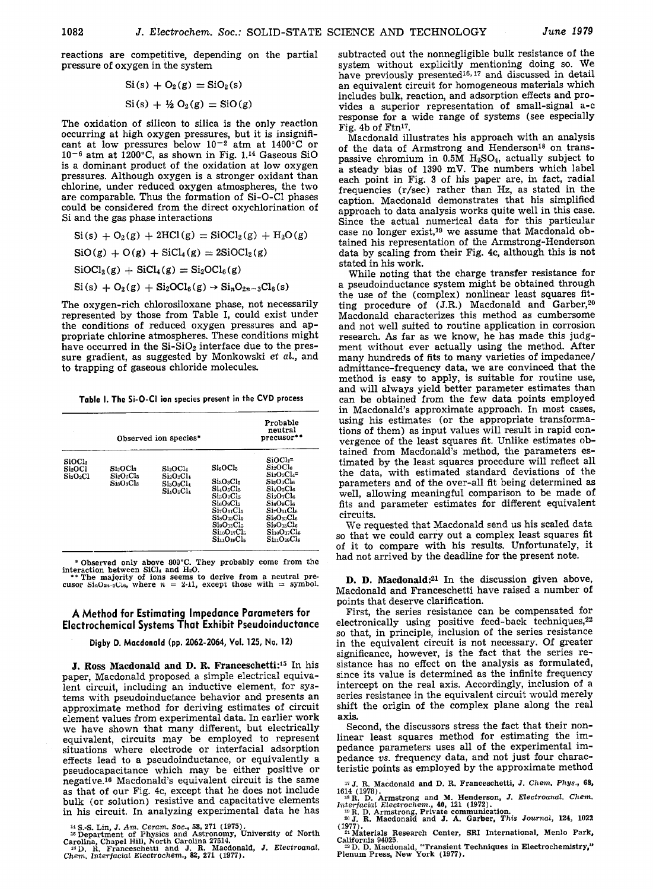reactions are competitive, depending on the partial pressure of oxygen in the system

$$Si(s) + O_2(g) = SiO_2(s)$$

$$Si(s) + \frac{1}{2} O_2(g) = SiO(g)$$

The oxidation of silicon to silica is the only reaction occurring at high oxygen pressures, but it is insignificant at low pressures below $10^{-2}$ atm at 1400°C or $10^{-6}$ atm at 1200°C, as shown in Fig. 1.[14] Gaseous SiO is a dominant product of the oxidation at low oxygen pressures. Although oxygen is a stronger oxidant than chlorine, under reduced oxygen atmospheres, the two are comparable. Thus the formation of Si-O-Cl phases could be considered from the direct oxychlorination of Si and the gas phase interactions

$$Si(s) + O_2(g) + 2HCl(g) = SiOCl_2(g) + H_2O(g)$$

$$SiO(g) + O(g) + SiCl_4(g) = 2SiOCl_2(g)$$

$$SiOCl_2(g) + SiCl_4(g) = Si_2OCl_6(g)$$

$$Si(s) + O_2(g) + Si_2OCl_6(g) \rightarrow Si_nO_{2n-3}Cl_6(s)$$

The oxygen-rich chlorosiloxane phase, not necessarily represented by those from Table I, could exist under the conditions of reduced oxygen pressures and appropriate chlorine atmospheres. These conditions might have occurred in the Si-$SiO_2$ interface due to the pressure gradient, as suggested by Monkowski *et al.*, and to trapping of gaseous chloride molecules.

**Table I. The Si-O-Cl ion species present in the CVD process**

| Observed ion species* | | | | Probable neutral precusor** |
|---|---|---|---|---|
| $SiOCl_2$ | | | | $SiOCl_2$= |
| $Si_2OCl$ | $Si_2OCl_3$ | $Si_2OCl_4$ | $Si_2OCl_5$ | $Si_2OCl_6$ |
| $Si_2O_2Cl$ | $Si_2O_2Cl_3$ | $Si_2O_2Cl_4$ | | $Si_2O_2Cl_4$= |
| | $Si_3O_3Cl_3$ | $Si_3O_3Cl_4$ | $Si_3O_3Cl_5$ | $Si_3O_3Cl_6$ |
| | | $Si_4O_5Cl_4$ | $Si_4O_5Cl_5$ | $Si_4O_5Cl_6$ |
| | | | $Si_5O_7Cl_5$ | $Si_5O_7Cl_6$ |
| | | | $Si_6O_9Cl_5$ | $Si_6O_9Cl_6$ |
| | | | $Si_7O_{11}Cl_5$ | $Si_7O_{11}Cl_6$ |
| | | | $Si_8O_{13}Cl_5$ | $Si_8O_{13}Cl_6$ |
| | | | $Si_9O_{15}Cl_5$ | $Si_9O_{15}Cl_6$ |
| | | | $Si_{10}O_{17}Cl_5$ | $Si_{10}O_{17}Cl_6$ |
| | | | $Si_{11}O_{19}Cl_5$ | $Si_{11}O_{19}Cl_6$ |

\* Observed only above 800°C. They probably come from the interaction between $SiCl_4$ and $H_2O$.

\*\* The majority of ions seems to derive from a neutral precusor $Si_nO_{2n-3}Cl_6$, where $n$ = 2-11, except those with = symbol.

## A Method for Estimating Impedance Parameters for Electrochemical Systems That Exhibit Pseudoinductance

**Digby D. Macdonald (pp. 2062-2064, Vol. 125, No. 12)**

**J. Ross Macdonald and D. R. Franceschetti:**[15] In his paper, Macdonald proposed a simple electrical equivalent circuit, including an inductive element, for systems with pseudoinductance behavior and presents an approximate method for deriving estimates of circuit element values from experimental data. In earlier work we have shown that many different, but electrically equivalent, circuits may be employed to represent situations where electrode or interfacial adsorption effects lead to a pseudoinductance, or equivalently a pseudocapacitance which may be either positive or negative.[16] Macdonald's equivalent circuit is the same as that of our Fig. 4c, except that he does not include bulk (or solution) resistive and capacitative elements in his circuit. In analyzing experimental data he has subtracted out the nonnegligible bulk resistance of the system without explicitly mentioning doing so. We have previously presented[16,17] and discussed in detail an equivalent circuit for homogeneous materials which includes bulk, reaction, and adsorption effects and provides a superior representation of small-signal a-c response for a wide range of systems (see especially Fig. 4b of Ftn[17].

Macdonald illustrates his approach with an analysis of the data of Armstrong and Henderson[18] on transpassive chromium in 0.5M $H_2SO_4$, actually subject to a steady bias of 1390 mV. The numbers which label each point in Fig. 3 of his paper are, in fact, radial frequencies (r/sec) rather than Hz, as stated in the caption. Macdonald demonstrates that his simplified approach to data analysis works quite well in this case. Since the actual numerical data for this particular case no longer exist,[19] we assume that Macdonald obtained his representation of the Armstrong-Henderson data by scaling from their Fig. 4c, although this is not stated in his work.

While noting that the charge transfer resistance for a pseudoinductance system might be obtained through the use of the (complex) nonlinear least squares fitting procedure of (J.R.) Macdonald and Garber,[20] Macdonald characterizes this method as cumbersome and not well suited to routine application in corrosion research. As far as we know, he has made this judgment without ever actually using the method. After many hundreds of fits to many varieties of impedance/admittance-frequency data, we are convinced that the method is easy to apply, is suitable for routine use, and will always yield better parameter estimates than can be obtained from the few data points employed in Macdonald's approximate approach. In most cases, using his estimates (or the appropriate transformations of them) as input values will result in rapid convergence of the least squares fit. Unlike estimates obtained from Macdonald's method, the parameters estimated by the least squares procedure will reflect all the data, with estimated standard deviations of the parameters and of the over-all fit being determined as well, allowing meaningful comparison to be made of fits and parameter estimates for different equivalent circuits.

We requested that Macdonald send us his scaled data so that we could carry out a complex least squares fit of it to compare with his results. Unfortunately, it had not arrived by the deadline for the present note.

**D. D. Macdonald:**[21] In the discussion given above, Macdonald and Franceschetti have raised a number of points that deserve clarification.

First, the series resistance can be compensated for electronically using positive feed-back techniques,[22] so that, in principle, inclusion of the series resistance in the equivalent circuit is not necessary. Of greater significance, however, is the fact that the series resistance has no effect on the analysis as formulated, since its value is determined as the infinite frequency intercept on the real axis. Accordingly, inclusion of a series resistance in the equivalent circuit would merely shift the origin of the complex plane along the real axis.

Second, the discussors stress the fact that their nonlinear least squares method for estimating the impedance parameters uses all of the experimental impedance *vs.* frequency data, and not just four characteristic points as employed by the approximate method

[14] S.-S. Lin, *J. Am. Ceram. Soc.*, **58**, 271 (1975).

[15] Department of Physics and Astronomy, University of North Carolina, Chapel Hill, North Carolina 27514.

[16] D. R. Franceschetti and J. R. Macdonald, *J. Electroanal. Chem. Interfacial Electrochem.*, **82**, 271 (1977).

[17] J. R. Macdonald and D. R. Franceschetti, *J. Chem. Phys.*, **68**, 1614 (1978).

[18] R. D. Armstrong and M. Henderson, *J. Electroanal. Chem. Interfacial Electrochem.*, **40**, 121 (1972).

[19] R. D. Armstrong, Private communication.

[20] J. R. Macdonald and J. A. Garber, *This Journal*, **124**, 1022 (1977).

[21] Materials Research Center, SRI International, Menlo Park, California 94025.

[22] D. D. Macdonald, "Transient Techniques in Electrochemistry," Plenum Press, New York (1977).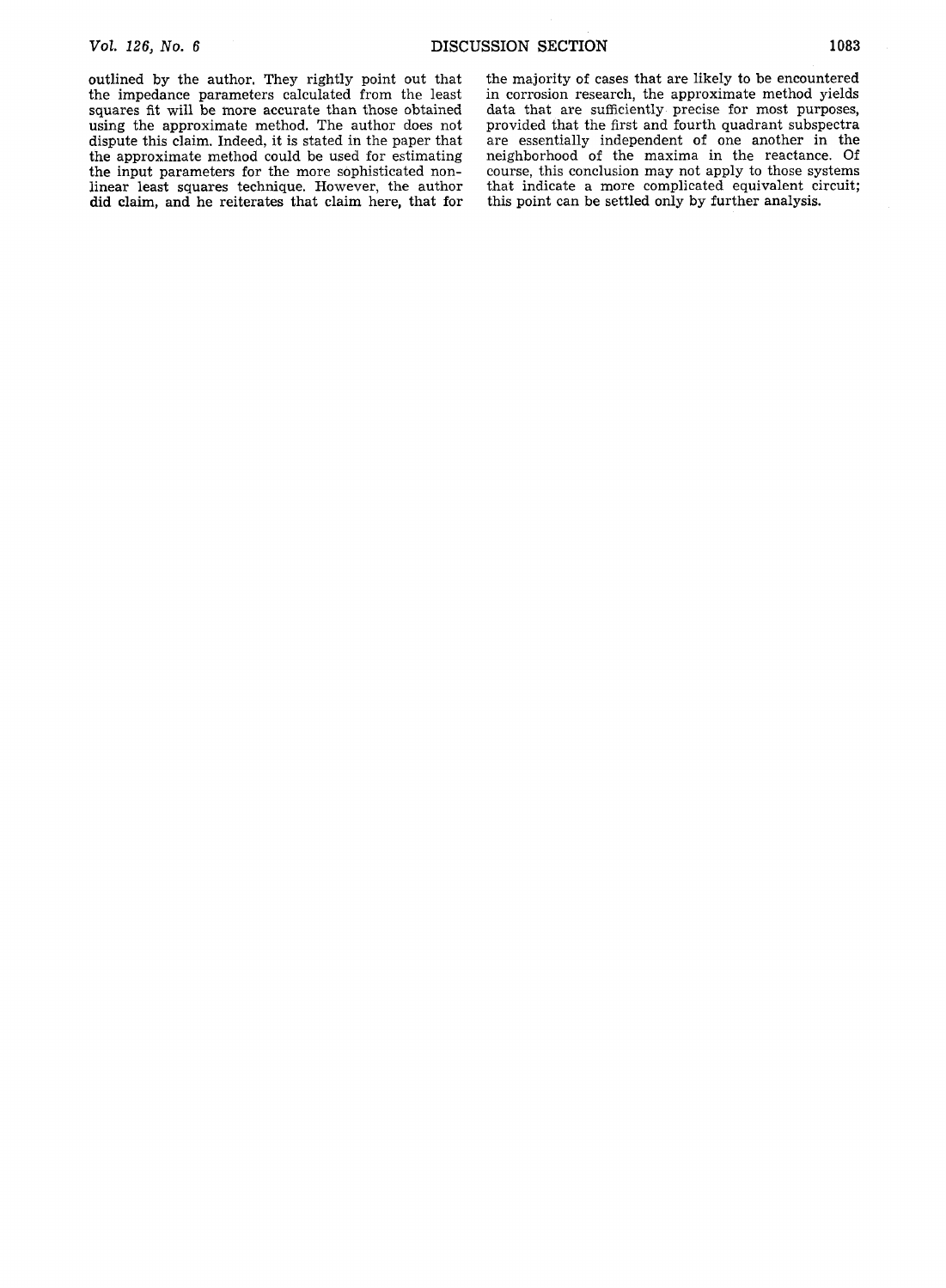outlined by the author. They rightly point out that the impedance parameters calculated from the least squares fit will be more accurate than those obtained using the approximate method. The author does not dispute this claim. Indeed, it is stated in the paper that the approximate method could be used for estimating the input parameters for the more sophisticated nonlinear least squares technique. However, the author did claim, and he reiterates that claim here, that for the majority of cases that are likely to be encountered in corrosion research, the approximate method yields data that are sufficiently precise for most purposes, provided that the first and fourth quadrant subspectra are essentially independent of one another in the neighborhood of the maxima in the reactance. Of course, this conclusion may not apply to those systems that indicate a more complicated equivalent circuit; this point can be settled only by further analysis.